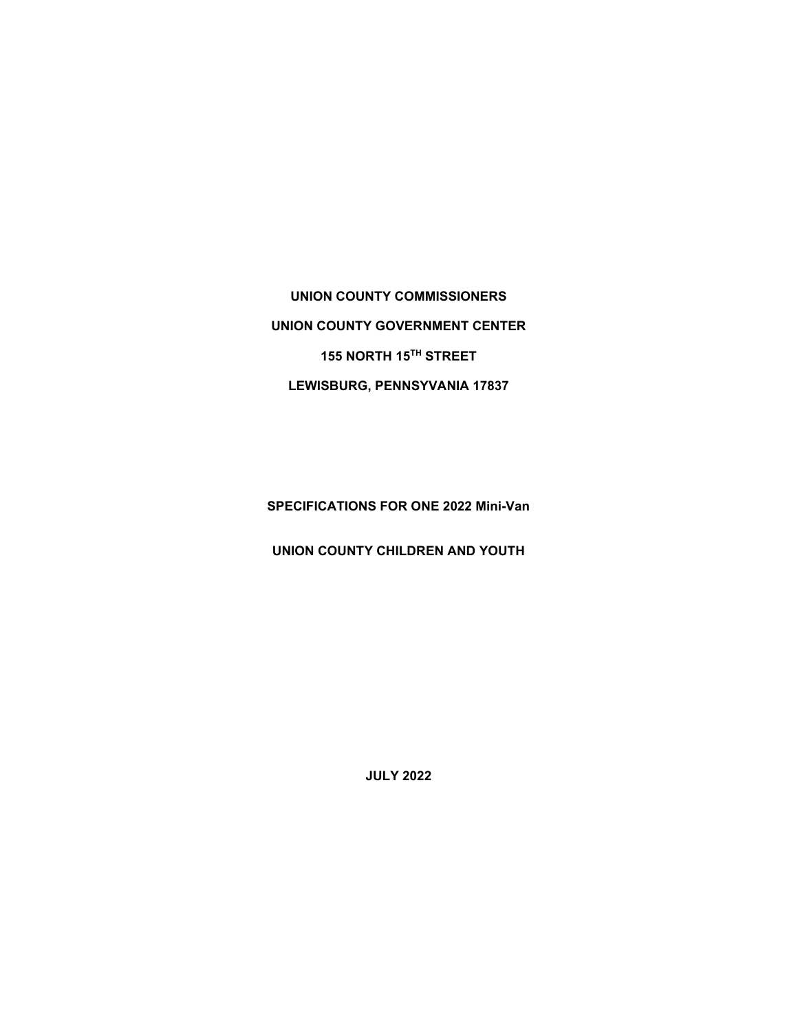**UNION COUNTY COMMISSIONERS**

**UNION COUNTY GOVERNMENT CENTER**

**155 NORTH 15TH STREET**

**LEWISBURG, PENNSYVANIA 17837**

**SPECIFICATIONS FOR ONE 2022 Mini-Van**

**UNION COUNTY CHILDREN AND YOUTH**

**JULY 2022**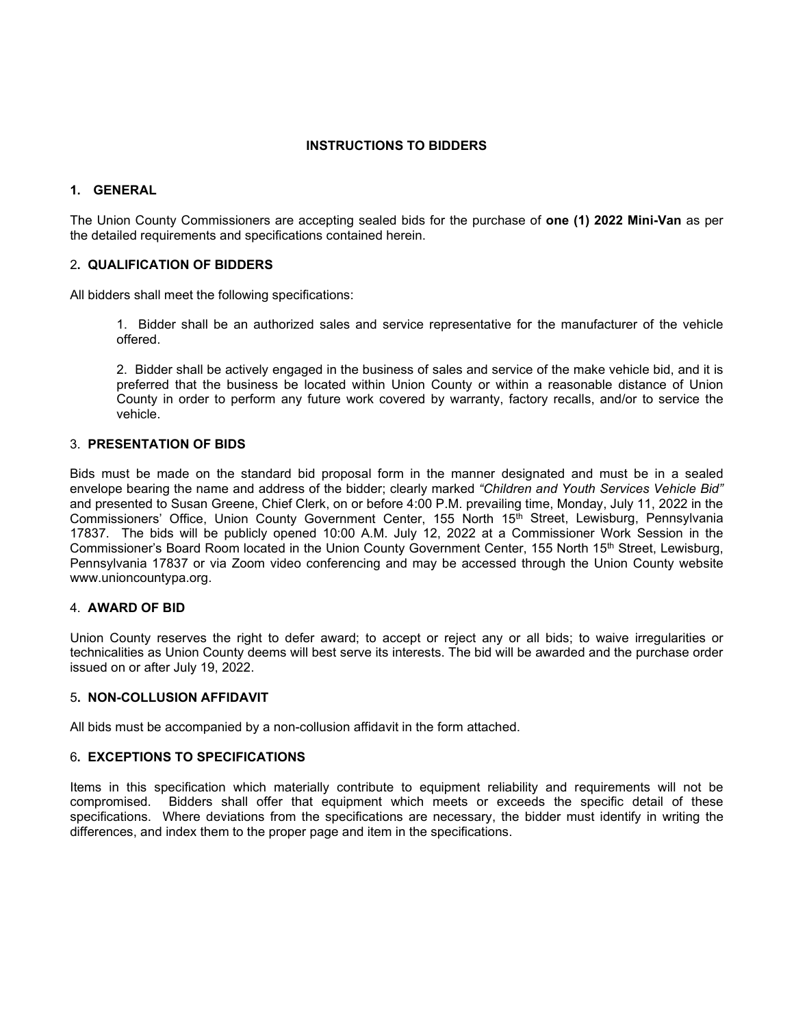# INSTRUCTIONS TO BIDDERS

## 1. GENERAL

The Union County Commissioners are accepting sealed bids for the purchase of **one (1) 2022 Mini-Van** as per the detailed requirements and specifications contained herein.

## 2. QUALIFICATION OF BIDDERS

All bidders shall meet the following specifications:

1. Bidder shall be an authorized sales and service representative for the manufacturer of the vehicle offered.

2. Bidder shall be actively engaged in the business of sales and service of the make vehicle bid, and it is preferred that the business be located within Union County or within a reasonable distance of Union County in order to perform any future work covered by warranty, factory recalls, and/or to service the vehicle.

## 3. PRESENTATION OF BIDS

Bids must be made on the standard bid proposal form in the manner designated and must be in a sealed envelope bearing the name and address of the bidder; clearly marked *"Children and Youth Services Vehicle Bid"* and presented to Susan Greene, Chief Clerk, on or before 4:00 P.M. prevailing time, Monday, July 11, 2022 in the Commissioners' Office, Union County Government Center, 155 North 15th Street, Lewisburg, Pennsylvania 17837. The bids will be publicly opened 10:00 A.M. July 12, 2022 at a Commissioner Work Session in the Commissioner's Board Room located in the Union County Government Center, 155 North 15th Street, Lewisburg, Pennsylvania 17837 or via Zoom video conferencing and may be accessed through the Union County website www.unioncountypa.org.

## 4. AWARD OF BID

Union County reserves the right to defer award; to accept or reject any or all bids; to waive irregularities or technicalities as Union County deems will best serve its interests. The bid will be awarded and the purchase order issued on or after July 19, 2022.

## 5. NON-COLLUSION AFFIDAVIT

All bids must be accompanied by a non-collusion affidavit in the form attached.

## 6. EXCEPTIONS TO SPECIFICATIONS

Items in this specification which materially contribute to equipment reliability and requirements will not be compromised. Bidders shall offer that equipment which meets or exceeds the specific detail of these specifications. Where deviations from the specifications are necessary, the bidder must identify in writing the differences, and index them to the proper page and item in the specifications.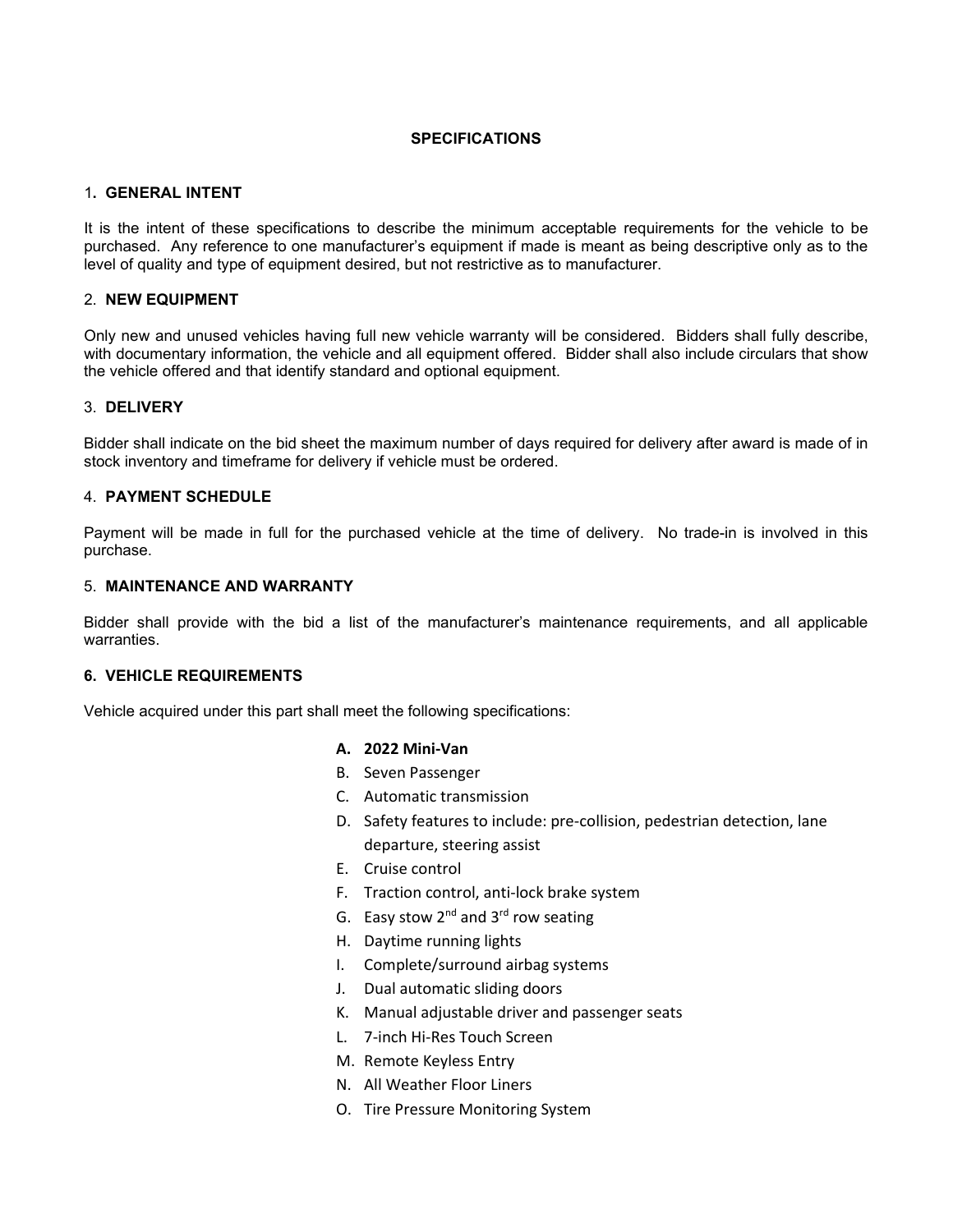# SPECIFICATIONS

## 1. GENERAL INTENT

It is the intent of these specifications to describe the minimum acceptable requirements for the vehicle to be purchased. Any reference to one manufacturer's equipment if made is meant as being descriptive only as to the level of quality and type of equipment desired, but not restrictive as to manufacturer.

## 2. NEW EQUIPMENT

Only new and unused vehicles having full new vehicle warranty will be considered. Bidders shall fully describe, with documentary information, the vehicle and all equipment offered. Bidder shall also include circulars that show the vehicle offered and that identify standard and optional equipment.

## 3. DELIVERY

Bidder shall indicate on the bid sheet the maximum number of days required for delivery after award is made of in stock inventory and timeframe for delivery if vehicle must be ordered.

## 4. PAYMENT SCHEDULE

Payment will be made in full for the purchased vehicle at the time of delivery. No trade-in is involved in this purchase.

## 5. MAINTENANCE AND WARRANTY

Bidder shall provide with the bid a list of the manufacturer's maintenance requirements, and all applicable warranties.

## 6. VEHICLE REQUIREMENTS

Vehicle acquired under this part shall meet the following specifications:

A. **2022 Mini-Van**
B. Seven Passenger
C. Automatic transmission
D. Safety features to include: pre-collision, pedestrian detection, lane departure, steering assist
E. Cruise control
F. Traction control, anti-lock brake system
G. Easy stow 2nd and 3rd row seating
H. Daytime running lights
I. Complete/surround airbag systems
J. Dual automatic sliding doors
K. Manual adjustable driver and passenger seats
L. 7-inch Hi-Res Touch Screen
M. Remote Keyless Entry
N. All Weather Floor Liners
O. Tire Pressure Monitoring System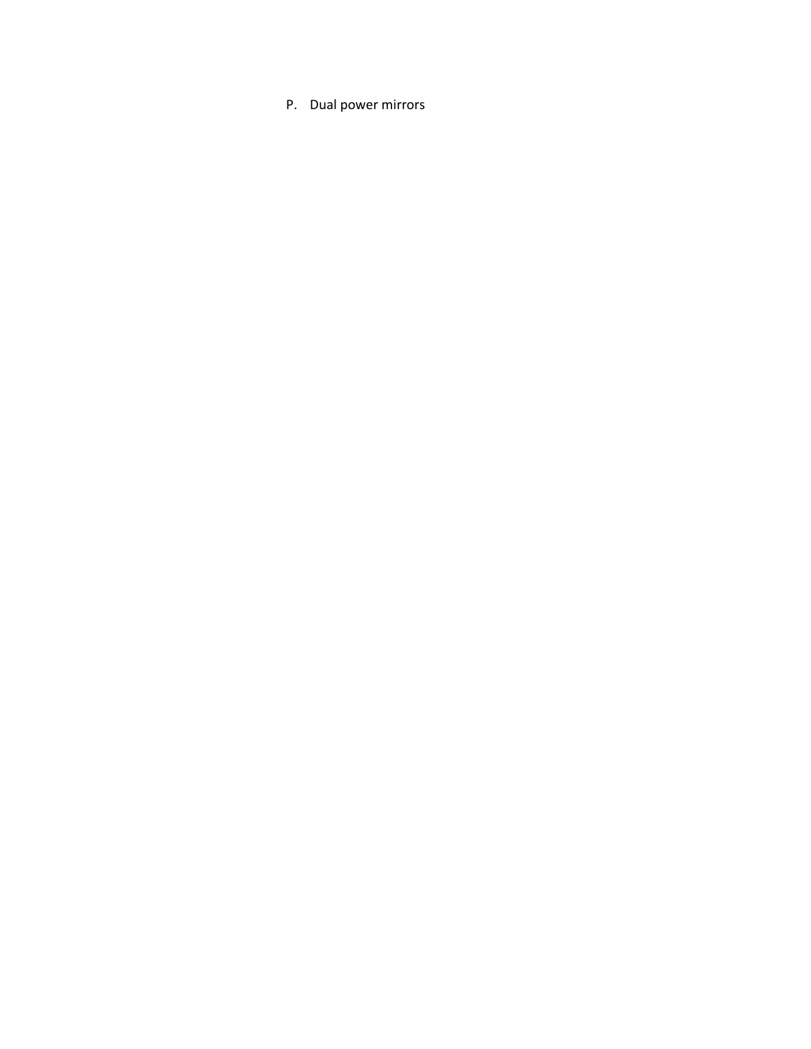P. Dual power mirrors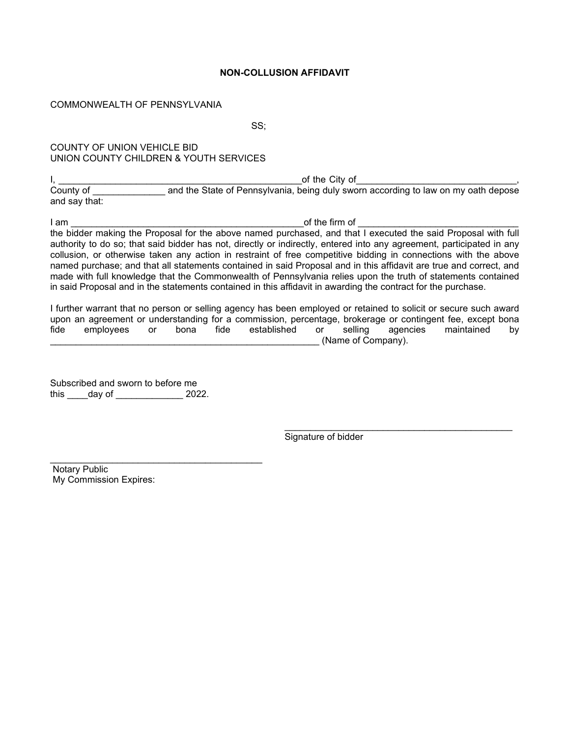**NON-COLLUSION AFFIDAVIT**

COMMONWEALTH OF PENNSYLVANIA

SS;

COUNTY OF UNION VEHICLE BID
UNION COUNTY CHILDREN & YOUTH SERVICES

I, ______________________________________________of the City of_____________________________, County of _____________ and the State of Pennsylvania, being duly sworn according to law on my oath depose and say that:

I am ______________________________________________of the firm of _____________________________ the bidder making the Proposal for the above named purchased, and that I executed the said Proposal with full authority to do so; that said bidder has not, directly or indirectly, entered into any agreement, participated in any collusion, or otherwise taken any action in restraint of free competitive bidding in connections with the above named purchase; and that all statements contained in said Proposal and in this affidavit are true and correct, and made with full knowledge that the Commonwealth of Pennsylvania relies upon the truth of statements contained in said Proposal and in the statements contained in this affidavit in awarding the contract for the purchase.

I further warrant that no person or selling agency has been employed or retained to solicit or secure such award upon an agreement or understanding for a commission, percentage, brokerage or contingent fee, except bona fide employees or bona fide established or selling agencies maintained by ___________________________________________________ (Name of Company).

Subscribed and sworn to before me
this ____day of ____________ 2022.

_________________________________________
Signature of bidder

_______________________________________
Notary Public
My Commission Expires: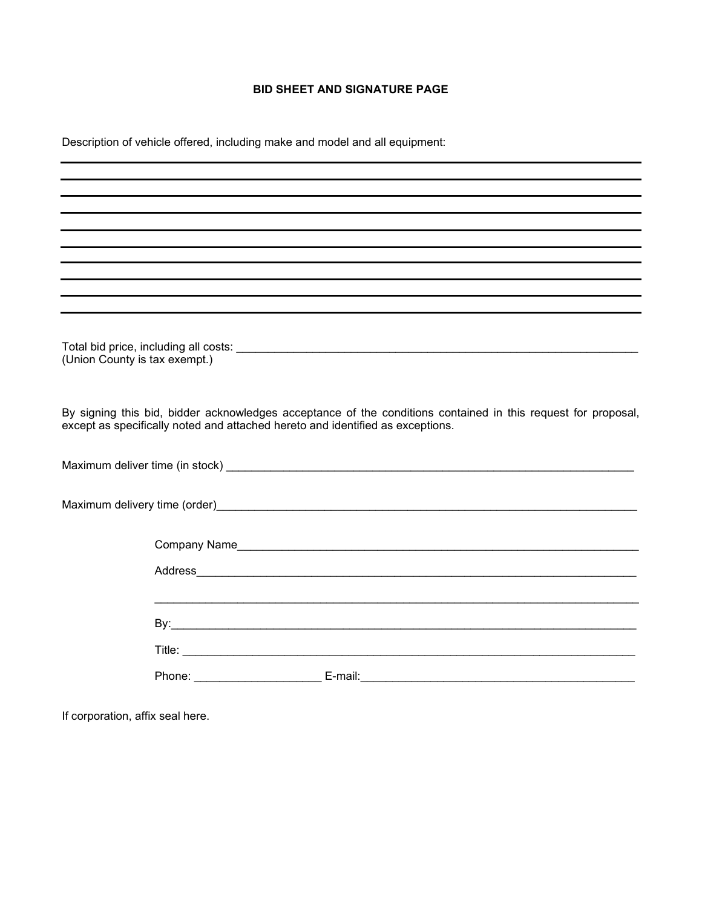**BID SHEET AND SIGNATURE PAGE**

Description of vehicle offered, including make and model and all equipment:

______________________________________________________________________________

______________________________________________________________________________

______________________________________________________________________________

______________________________________________________________________________

______________________________________________________________________________

______________________________________________________________________________

______________________________________________________________________________

______________________________________________________________________________

______________________________________________________________________________

Total bid price, including all costs: ______________________________________________
(Union County is tax exempt.)

By signing this bid, bidder acknowledges acceptance of the conditions contained in this request for proposal, except as specifically noted and attached hereto and identified as exceptions.

Maximum deliver time (in stock) ____________________________________________

Maximum delivery time (order)______________________________________________

Company Name_____________________________________________________

Address__________________________________________________________

_________________________________________________________________

By:______________________________________________________________

Title: ____________________________________________________________

Phone: ____________________ E-mail:____________________________________

If corporation, affix seal here.